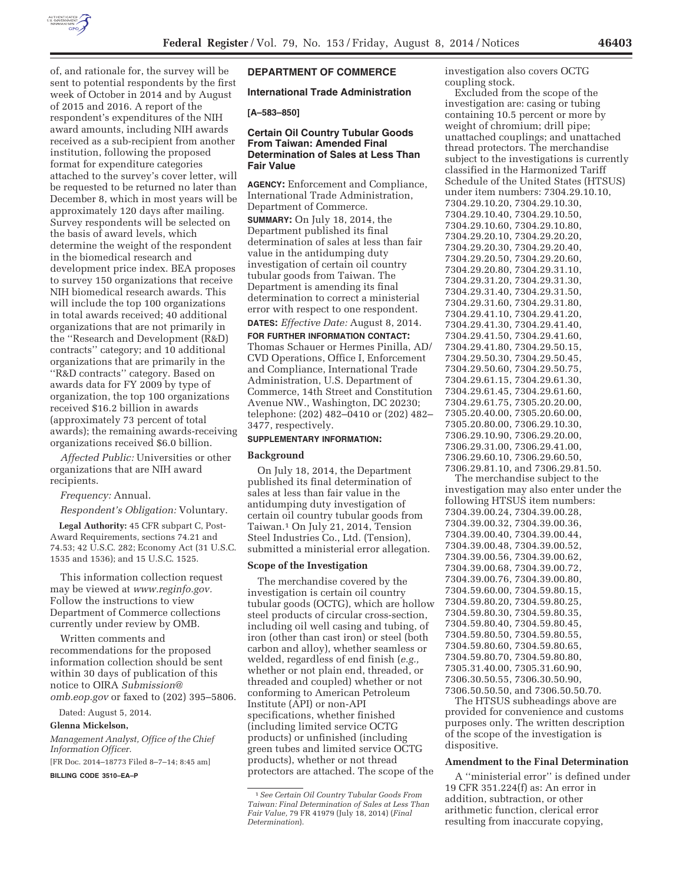of, and rationale for, the survey will be sent to potential respondents by the first week of October in 2014 and by August of 2015 and 2016. A report of the respondent's expenditures of the NIH award amounts, including NIH awards received as a sub-recipient from another institution, following the proposed format for expenditure categories attached to the survey's cover letter, will be requested to be returned no later than December 8, which in most years will be approximately 120 days after mailing. Survey respondents will be selected on the basis of award levels, which determine the weight of the respondent in the biomedical research and development price index. BEA proposes to survey 150 organizations that receive NIH biomedical research awards. This will include the top 100 organizations in total awards received; 40 additional organizations that are not primarily in the ''Research and Development (R&D) contracts'' category; and 10 additional organizations that are primarily in the ''R&D contracts'' category. Based on awards data for FY 2009 by type of organization, the top 100 organizations received $16.2 billion in awards (approximately 73 percent of total awards); the remaining awards-receiving organizations received $6.0 billion.

*Affected Public:* Universities or other organizations that are NIH award recipients.

*Frequency:* Annual.

*Respondent's Obligation:* Voluntary.

**Legal Authority:** 45 CFR subpart C, Post-Award Requirements, sections 74.21 and 74.53; 42 U.S.C. 282; Economy Act (31 U.S.C. 1535 and 1536); and 15 U.S.C. 1525.

This information collection request may be viewed at *www.reginfo.gov*. Follow the instructions to view Department of Commerce collections currently under review by OMB.

Written comments and recommendations for the proposed information collection should be sent within 30 days of publication of this notice to OIRA *Submission@omb.eop.gov* or faxed to (202) 395–5806.

Dated: August 5, 2014.

**Glenna Mickelson,**

*Management Analyst, Office of the Chief Information Officer.*

[FR Doc. 2014–18773 Filed 8–7–14; 8:45 am]

**BILLING CODE 3510–EA–P**

## DEPARTMENT OF COMMERCE

### International Trade Administration

**[A–583–850]**

### Certain Oil Country Tubular Goods From Taiwan: Amended Final Determination of Sales at Less Than Fair Value

**AGENCY:** Enforcement and Compliance, International Trade Administration, Department of Commerce.

**SUMMARY:** On July 18, 2014, the Department published its final determination of sales at less than fair value in the antidumping duty investigation of certain oil country tubular goods from Taiwan. The Department is amending its final determination to correct a ministerial error with respect to one respondent.

**DATES:** *Effective Date:* August 8, 2014.

**FOR FURTHER INFORMATION CONTACT:** Thomas Schauer or Hermes Pinilla, AD/CVD Operations, Office I, Enforcement and Compliance, International Trade Administration, U.S. Department of Commerce, 14th Street and Constitution Avenue NW., Washington, DC 20230; telephone: (202) 482–0410 or (202) 482–3477, respectively.

**SUPPLEMENTARY INFORMATION:**

#### Background

On July 18, 2014, the Department published its final determination of sales at less than fair value in the antidumping duty investigation of certain oil country tubular goods from Taiwan.[1] On July 21, 2014, Tension Steel Industries Co., Ltd. (Tension), submitted a ministerial error allegation.

#### Scope of the Investigation

The merchandise covered by the investigation is certain oil country tubular goods (OCTG), which are hollow steel products of circular cross-section, including oil well casing and tubing, of iron (other than cast iron) or steel (both carbon and alloy), whether seamless or welded, regardless of end finish (*e.g.,* whether or not plain end, threaded, or threaded and coupled) whether or not conforming to American Petroleum Institute (API) or non-API specifications, whether finished (including limited service OCTG products) or unfinished (including green tubes and limited service OCTG products), whether or not thread protectors are attached. The scope of the investigation also covers OCTG coupling stock.

Excluded from the scope of the investigation are: casing or tubing containing 10.5 percent or more by weight of chromium; drill pipe; unattached couplings; and unattached thread protectors. The merchandise subject to the investigations is currently classified in the Harmonized Tariff Schedule of the United States (HTSUS) under item numbers: 7304.29.10.10, 7304.29.10.20, 7304.29.10.30, 7304.29.10.40, 7304.29.10.50, 7304.29.10.60, 7304.29.10.80, 7304.29.20.10, 7304.29.20.20, 7304.29.20.30, 7304.29.20.40, 7304.29.20.50, 7304.29.20.60, 7304.29.20.80, 7304.29.31.10, 7304.29.31.20, 7304.29.31.30, 7304.29.31.40, 7304.29.31.50, 7304.29.31.60, 7304.29.31.80, 7304.29.41.10, 7304.29.41.20, 7304.29.41.30, 7304.29.41.40, 7304.29.41.50, 7304.29.41.60, 7304.29.41.80, 7304.29.50.15, 7304.29.50.30, 7304.29.50.45, 7304.29.50.60, 7304.29.50.75, 7304.29.61.15, 7304.29.61.30, 7304.29.61.45, 7304.29.61.60, 7304.29.61.75, 7305.20.20.00, 7305.20.40.00, 7305.20.60.00, 7305.20.80.00, 7306.29.10.30, 7306.29.10.90, 7306.29.20.00, 7306.29.31.00, 7306.29.41.00, 7306.29.60.10, 7306.29.60.50, 7306.29.81.10, and 7306.29.81.50.

The merchandise subject to the investigation may also enter under the following HTSUS item numbers: 7304.39.00.24, 7304.39.00.28, 7304.39.00.32, 7304.39.00.36, 7304.39.00.40, 7304.39.00.44, 7304.39.00.48, 7304.39.00.52, 7304.39.00.56, 7304.39.00.62, 7304.39.00.68, 7304.39.00.72, 7304.39.00.76, 7304.39.00.80, 7304.59.60.00, 7304.59.80.15, 7304.59.80.20, 7304.59.80.25, 7304.59.80.30, 7304.59.80.35, 7304.59.80.40, 7304.59.80.45, 7304.59.80.50, 7304.59.80.55, 7304.59.80.60, 7304.59.80.65, 7304.59.80.70, 7304.59.80.80, 7305.31.40.00, 7305.31.60.90, 7306.30.50.55, 7306.30.50.90, 7306.50.50.50, and 7306.50.50.70.

The HTSUS subheadings above are provided for convenience and customs purposes only. The written description of the scope of the investigation is dispositive.

#### Amendment to the Final Determination

A ''ministerial error'' is defined under 19 CFR 351.224(f) as: An error in addition, subtraction, or other arithmetic function, clerical error resulting from inaccurate copying,

[1] *See Certain Oil Country Tubular Goods From Taiwan: Final Determination of Sales at Less Than Fair Value,* 79 FR 41979 (July 18, 2014) (*Final Determination*).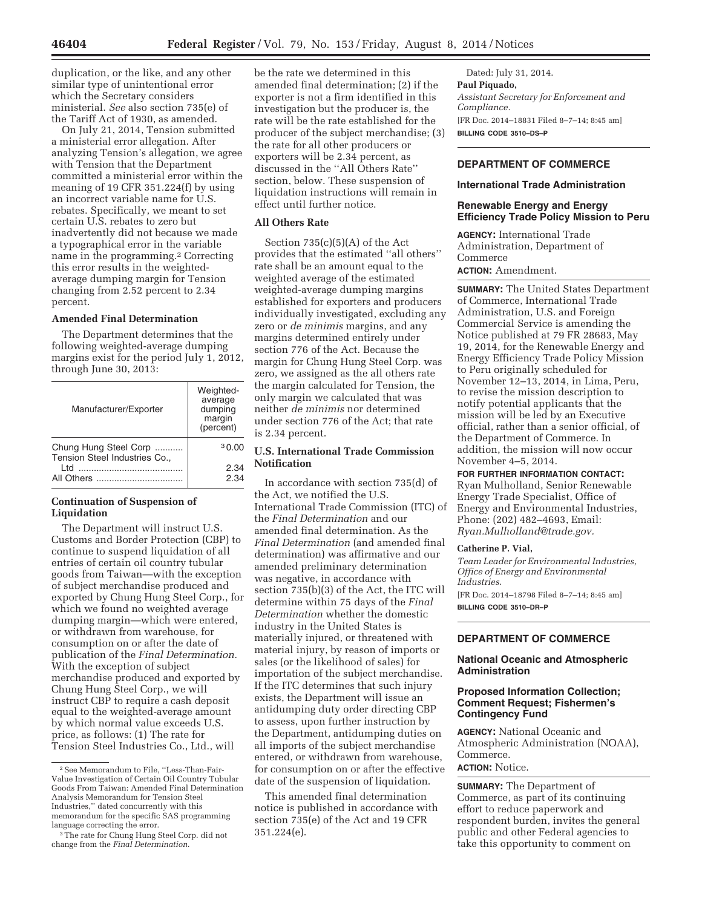duplication, or the like, and any other similar type of unintentional error which the Secretary considers ministerial. *See* also section 735(e) of the Tariff Act of 1930, as amended.

On July 21, 2014, Tension submitted a ministerial error allegation. After analyzing Tension's allegation, we agree with Tension that the Department committed a ministerial error within the meaning of 19 CFR 351.224(f) by using an incorrect variable name for U.S. rebates. Specifically, we meant to set certain U.S. rebates to zero but inadvertently did not because we made a typographical error in the variable name in the programming.[2] Correcting this error results in the weighted-average dumping margin for Tension changing from 2.52 percent to 2.34 percent.

**Amended Final Determination**

The Department determines that the following weighted-average dumping margins exist for the period July 1, 2012, through June 30, 2013:

| Manufacturer/Exporter | Weighted-average dumping margin (percent) |
|---|---|
| Chung Hung Steel Corp | [3] 0.00 |
| Tension Steel Industries Co., Ltd | 2.34 |
| All Others | 2.34 |

**Continuation of Suspension of Liquidation**

The Department will instruct U.S. Customs and Border Protection (CBP) to continue to suspend liquidation of all entries of certain oil country tubular goods from Taiwan—with the exception of subject merchandise produced and exported by Chung Hung Steel Corp., for which we found no weighted average dumping margin—which were entered, or withdrawn from warehouse, for consumption on or after the date of publication of the *Final Determination.* With the exception of subject merchandise produced and exported by Chung Hung Steel Corp., we will instruct CBP to require a cash deposit equal to the weighted-average amount by which normal value exceeds U.S. price, as follows: (1) The rate for Tension Steel Industries Co., Ltd., will be the rate we determined in this amended final determination; (2) if the exporter is not a firm identified in this investigation but the producer is, the rate will be the rate established for the producer of the subject merchandise; (3) the rate for all other producers or exporters will be 2.34 percent, as discussed in the ''All Others Rate'' section, below. These suspension of liquidation instructions will remain in effect until further notice.

**All Others Rate**

Section 735(c)(5)(A) of the Act provides that the estimated ''all others'' rate shall be an amount equal to the weighted average of the estimated weighted-average dumping margins established for exporters and producers individually investigated, excluding any zero or *de minimis* margins, and any margins determined entirely under section 776 of the Act. Because the margin for Chung Hung Steel Corp. was zero, we assigned as the all others rate the margin calculated for Tension, the only margin we calculated that was neither *de minimis* nor determined under section 776 of the Act; that rate is 2.34 percent.

**U.S. International Trade Commission Notification**

In accordance with section 735(d) of the Act, we notified the U.S. International Trade Commission (ITC) of the *Final Determination* and our amended final determination. As the *Final Determination* (and amended final determination) was affirmative and our amended preliminary determination was negative, in accordance with section 735(b)(3) of the Act, the ITC will determine within 75 days of the *Final Determination* whether the domestic industry in the United States is materially injured, or threatened with material injury, by reason of imports or sales (or the likelihood of sales) for importation of the subject merchandise. If the ITC determines that such injury exists, the Department will issue an antidumping duty order directing CBP to assess, upon further instruction by the Department, antidumping duties on all imports of the subject merchandise entered, or withdrawn from warehouse, for consumption on or after the effective date of the suspension of liquidation.

This amended final determination notice is published in accordance with section 735(e) of the Act and 19 CFR 351.224(e).

[2] See Memorandum to File, ''Less-Than-Fair-Value Investigation of Certain Oil Country Tubular Goods From Taiwan: Amended Final Determination Analysis Memorandum for Tension Steel Industries,'' dated concurrently with this memorandum for the specific SAS programming language correcting the error.

[3] The rate for Chung Hung Steel Corp. did not change from the *Final Determination.*

Dated: July 31, 2014.

**Paul Piquado,**

*Assistant Secretary for Enforcement and Compliance.*

[FR Doc. 2014–18831 Filed 8–7–14; 8:45 am]

**BILLING CODE 3510–DS–P**

---

## DEPARTMENT OF COMMERCE

### International Trade Administration

### Renewable Energy and Energy Efficiency Trade Policy Mission to Peru

**AGENCY:** International Trade Administration, Department of Commerce

**ACTION:** Amendment.

**SUMMARY:** The United States Department of Commerce, International Trade Administration, U.S. and Foreign Commercial Service is amending the Notice published at 79 FR 28683, May 19, 2014, for the Renewable Energy and Energy Efficiency Trade Policy Mission to Peru originally scheduled for November 12–13, 2014, in Lima, Peru, to revise the mission description to notify potential applicants that the mission will be led by an Executive official, rather than a senior official, of the Department of Commerce. In addition, the mission will now occur November 4–5, 2014.

**FOR FURTHER INFORMATION CONTACT:** Ryan Mulholland, Senior Renewable Energy Trade Specialist, Office of Energy and Environmental Industries, Phone: (202) 482–4693, Email: *Ryan.Mulholland@trade.gov.*

**Catherine P. Vial,**

*Team Leader for Environmental Industries, Office of Energy and Environmental Industries.*

[FR Doc. 2014–18798 Filed 8–7–14; 8:45 am]

**BILLING CODE 3510–DR–P**

---

## DEPARTMENT OF COMMERCE

### National Oceanic and Atmospheric Administration

### Proposed Information Collection; Comment Request; Fishermen's Contingency Fund

**AGENCY:** National Oceanic and Atmospheric Administration (NOAA), Commerce.

**ACTION:** Notice.

**SUMMARY:** The Department of Commerce, as part of its continuing effort to reduce paperwork and respondent burden, invites the general public and other Federal agencies to take this opportunity to comment on